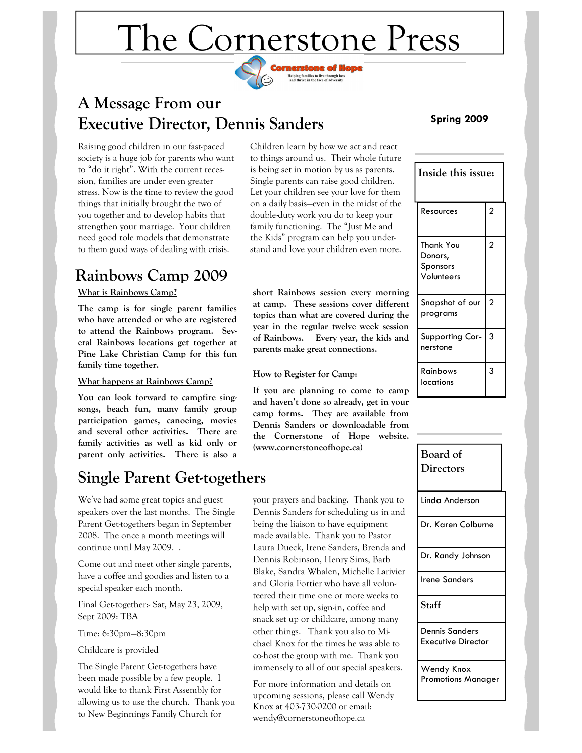# The Cornerstone Press

Cornerstone of Hope

Helping families to live through loss and thrive in the face of adversity

**Spring 2009**

## A Message From our Executive Director, Dennis Sanders

Raising good children in our fast-paced society is a huge job for parents who want to "do it right". With the current recession, families are under even greater stress. Now is the time to review the good things that initially brought the two of you together and to develop habits that strengthen your marriage. Your children need good role models that demonstrate to them good ways of dealing with crisis.

Children learn by how we act and react to things around us. Their whole future is being set in motion by us as parents. Single parents can raise good children. Let your children see your love for them on a daily basis—even in the midst of the double-duty work you do to keep your family functioning. The "Just Me and the Kids" program can help you understand and love your children even more.

## Rainbows Camp 2009

**What is Rainbows Camp?**

**The camp is for single parent families who have attended or who are registered to attend the Rainbows program. Several Rainbows locations get together at Pine Lake Christian Camp for this fun family time together.**

**What happens at Rainbows Camp?**

**You can look forward to campfire singsongs, beach fun, many family group participation games, canoeing, movies and several other activities. There are family activities as well as kid only or parent only activities. There is also a short Rainbows session every morning at camp. These sessions cover different topics than what are covered during the year in the regular twelve week session of Rainbows. Every year, the kids and parents make great connections.**

**How to Register for Camp:**

**If you are planning to come to camp and haven't done so already, get in your camp forms. They are available from Dennis Sanders or downloadable from the Cornerstone of Hope website. (www.cornerstoneofhope.ca)**

## Single Parent Get-togethers

We've had some great topics and guest speakers over the last months. The Single Parent Get-togethers began in September 2008. The once a month meetings will continue until May 2009. .

Come out and meet other single parents, have a coffee and goodies and listen to a special speaker each month.

Final Get-together:- Sat, May 23, 2009, Sept 2009: TBA

Time: 6:30pm—8:30pm

Childcare is provided

The Single Parent Get-togethers have been made possible by a few people. I would like to thank First Assembly for allowing us to use the church. Thank you to New Beginnings Family Church for your prayers and backing. Thank you to Dennis Sanders for scheduling us in and being the liaison to have equipment made available. Thank you to Pastor Laura Dueck, Irene Sanders, Brenda and Dennis Robinson, Henry Sims, Barb Blake, Sandra Whalen, Michelle Larivier and Gloria Fortier who have all volunteered their time one or more weeks to help with set up, sign-in, coffee and snack set up or childcare, among many other things. Thank you also to Michael Knox for the times he was able to co-host the group with me. Thank you immensely to all of our special speakers.

For more information and details on upcoming sessions, please call Wendy Knox at 403-730-0200 or email: wendy@cornerstoneofhope.ca

---

**Inside this issue:**

| Section | Page |
|---|---|
| Resources | 2 |
| Thank You Donors, Sponsors Volunteers | 2 |
| Snapshot of our programs | 2 |
| Supporting Cornerstone | 3 |
| Rainbows locations | 3 |

**Board of Directors**

- Linda Anderson
- Dr. Karen Colburne
- Dr. Randy Johnson
- Irene Sanders

**Staff**

- Dennis Sanders, Executive Director
- Wendy Knox, Promotions Manager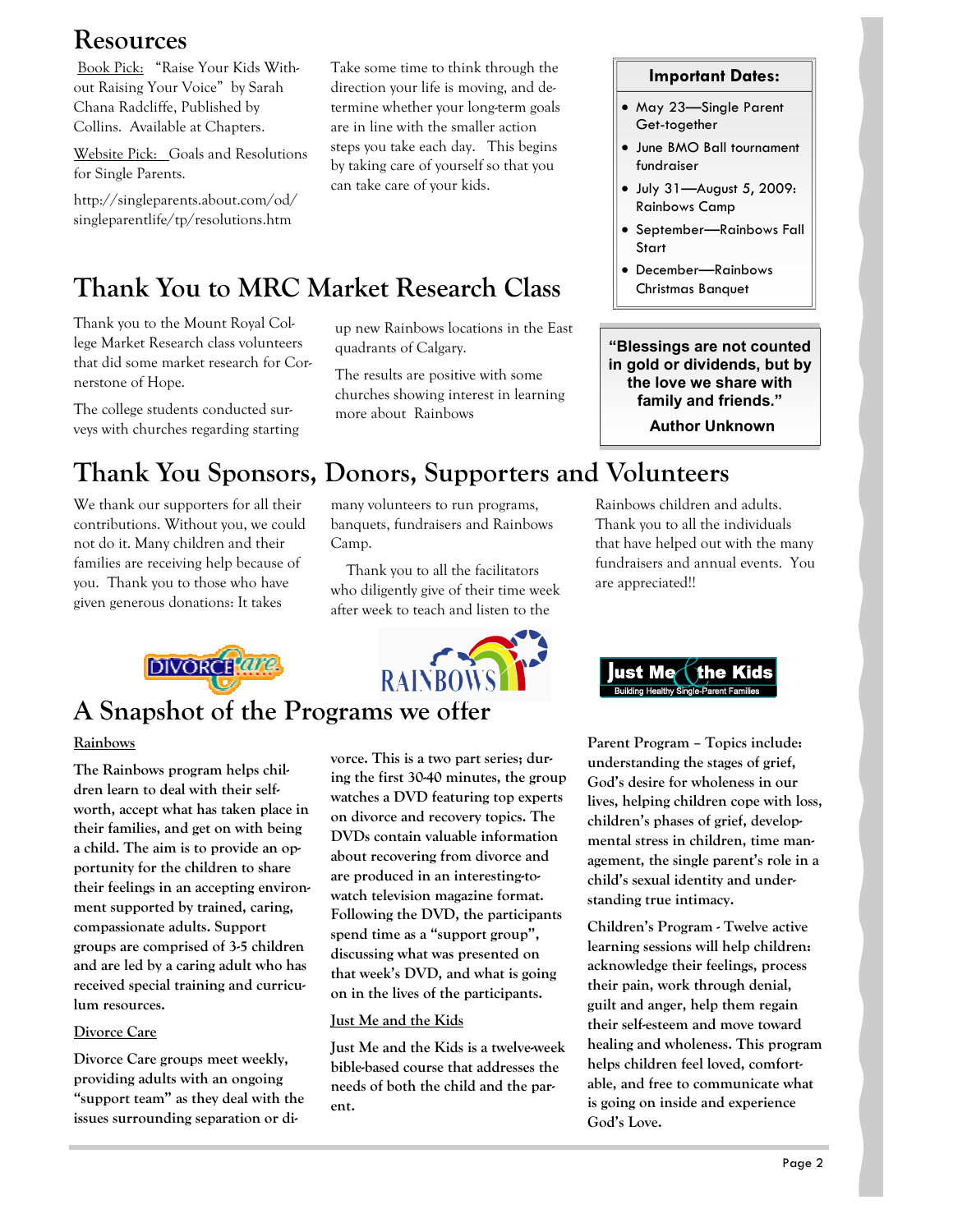# Resources

Book Pick: "Raise Your Kids Without Raising Your Voice" by Sarah Chana Radcliffe, Published by Collins. Available at Chapters.

Website Pick: Goals and Resolutions for Single Parents.

http://singleparents.about.com/od/singleparentlife/tp/resolutions.htm

Take some time to think through the direction your life is moving, and determine whether your long-term goals are in line with the smaller action steps you take each day. This begins by taking care of yourself so that you can take care of your kids.

**Important Dates:**

- May 23—Single Parent Get-together
- June BMO Ball tournament fundraiser
- July 31—August 5, 2009: Rainbows Camp
- September—Rainbows Fall Start
- December—Rainbows Christmas Banquet

**"Blessings are not counted in gold or dividends, but by the love we share with family and friends."**

**Author Unknown**

# Thank You to MRC Market Research Class

Thank you to the Mount Royal College Market Research class volunteers that did some market research for Cornerstone of Hope.

The college students conducted surveys with churches regarding starting up new Rainbows locations in the East quadrants of Calgary.

The results are positive with some churches showing interest in learning more about Rainbows

# Thank You Sponsors, Donors, Supporters and Volunteers

We thank our supporters for all their contributions. Without you, we could not do it. Many children and their families are receiving help because of you. Thank you to those who have given generous donations: It takes many volunteers to run programs, banquets, fundraisers and Rainbows Camp.

Thank you to all the facilitators who diligently give of their time week after week to teach and listen to the Rainbows children and adults. Thank you to all the individuals that have helped out with the many fundraisers and annual events. You are appreciated!!

# A Snapshot of the Programs we offer

**Rainbows**

**The Rainbows program helps children learn to deal with their self-worth, accept what has taken place in their families, and get on with being a child. The aim is to provide an opportunity for the children to share their feelings in an accepting environment supported by trained, caring, compassionate adults. Support groups are comprised of 3-5 children and are led by a caring adult who has received special training and curriculum resources.**

**Divorce Care**

**Divorce Care groups meet weekly, providing adults with an ongoing "support team" as they deal with the issues surrounding separation or divorce. This is a two part series; during the first 30-40 minutes, the group watches a DVD featuring top experts on divorce and recovery topics. The DVDs contain valuable information about recovering from divorce and are produced in an interesting-to-watch television magazine format. Following the DVD, the participants spend time as a "support group", discussing what was presented on that week's DVD, and what is going on in the lives of the participants.**

**Just Me and the Kids**

**Just Me and the Kids is a twelve-week bible-based course that addresses the needs of both the child and the parent.**

**Parent Program – Topics include: understanding the stages of grief, God's desire for wholeness in our lives, helping children cope with loss, children's phases of grief, developmental stress in children, time management, the single parent's role in a child's sexual identity and understanding true intimacy.**

**Children's Program - Twelve active learning sessions will help children: acknowledge their feelings, process their pain, work through denial, guilt and anger, help them regain their self-esteem and move toward healing and wholeness. This program helps children feel loved, comfortable, and free to communicate what is going on inside and experience God's Love.**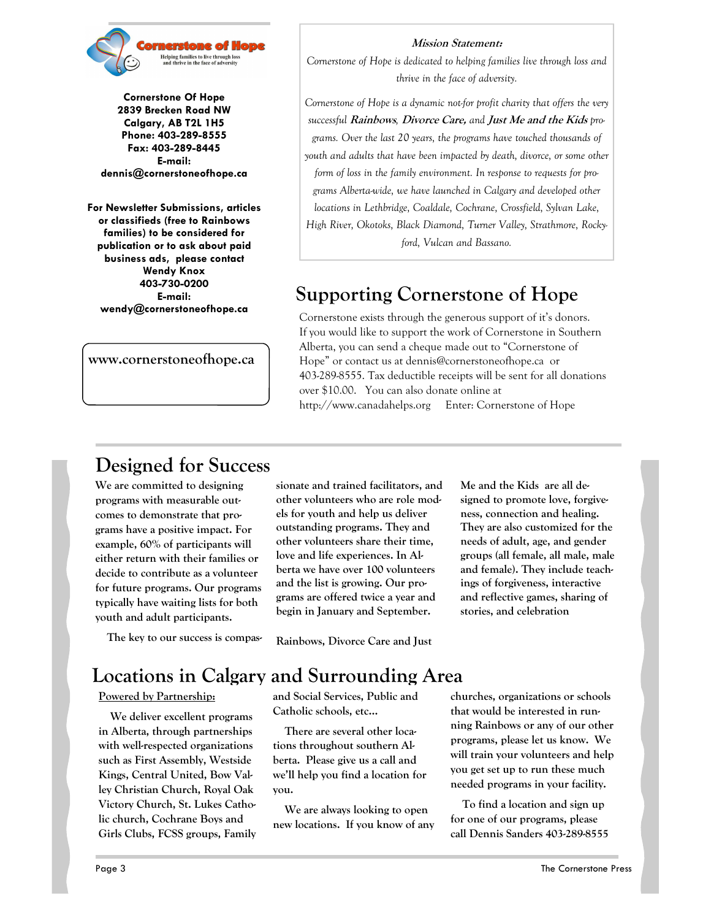**Cornerstone Of Hope**
**2839 Brecken Road NW**
**Calgary, AB T2L 1H5**
**Phone: 403-289-8555**
**Fax: 403-289-8445**
**E-mail:**
**dennis@cornerstoneofhope.ca**

**For Newsletter Submissions, articles or classifieds (free to Rainbows families) to be considered for publication or to ask about paid business ads, please contact Wendy Knox**
**403-730-0200**
**E-mail:**
**wendy@cornerstoneofhope.ca**

**www.cornerstoneofhope.ca**

***Mission Statement:***

*Cornerstone of Hope is dedicated to helping families live through loss and thrive in the face of adversity.*

*Cornerstone of Hope is a dynamic not-for profit charity that offers the very successful* ***Rainbows****,* ***Divorce Care,*** *and* ***Just Me and the Kids*** *programs. Over the last 20 years, the programs have touched thousands of youth and adults that have been impacted by death, divorce, or some other form of loss in the family environment. In response to requests for programs Alberta-wide, we have launched in Calgary and developed other locations in Lethbridge, Coaldale, Cochrane, Crossfield, Sylvan Lake, High River, Okotoks, Black Diamond, Turner Valley, Strathmore, Rockyford, Vulcan and Bassano.*

## Supporting Cornerstone of Hope

Cornerstone exists through the generous support of it's donors. If you would like to support the work of Cornerstone in Southern Alberta, you can send a cheque made out to "Cornerstone of Hope" or contact us at dennis@cornerstoneofhope.ca or 403-289-8555. Tax deductible receipts will be sent for all donations over $10.00. You can also donate online at http://www.canadahelps.org Enter: Cornerstone of Hope

## Designed for Success

**We are committed to designing programs with measurable outcomes to demonstrate that programs have a positive impact. For example, 60% of participants will either return with their families or decide to contribute as a volunteer for future programs. Our programs typically have waiting lists for both youth and adult participants.**

The key to our success is compas**sionate and trained facilitators, and other volunteers who are role models for youth and help us deliver outstanding programs. They and other volunteers share their time, love and life experiences. In Alberta we have over 100 volunteers and the list is growing. Our programs are offered twice a year and begin in January and September.**

Rainbows, Divorce Care and Just **Me and the Kids are all designed to promote love, forgiveness, connection and healing. They are also customized for the needs of adult, age, and gender groups (all female, all male, male and female). They include teachings of forgiveness, interactive and reflective games, sharing of stories, and celebration**

## Locations in Calgary and Surrounding Area

Powered by Partnership:

We deliver excellent programs in Alberta, through partnerships with well-respected organizations such as First Assembly, Westside Kings, Central United, Bow Valley Christian Church, Royal Oak Victory Church, St. Lukes Catholic church, Cochrane Boys and Girls Clubs, FCSS groups, Family and Social Services, Public and Catholic schools, etc...

There are several other locations throughout southern Alberta. Please give us a call and we'll help you find a location for you.

We are always looking to open new locations. If you know of any churches, organizations or schools that would be interested in running Rainbows or any of our other programs, please let us know. We will train your volunteers and help you get set up to run these much needed programs in your facility.

To find a location and sign up for one of our programs, please call Dennis Sanders 403-289-8555